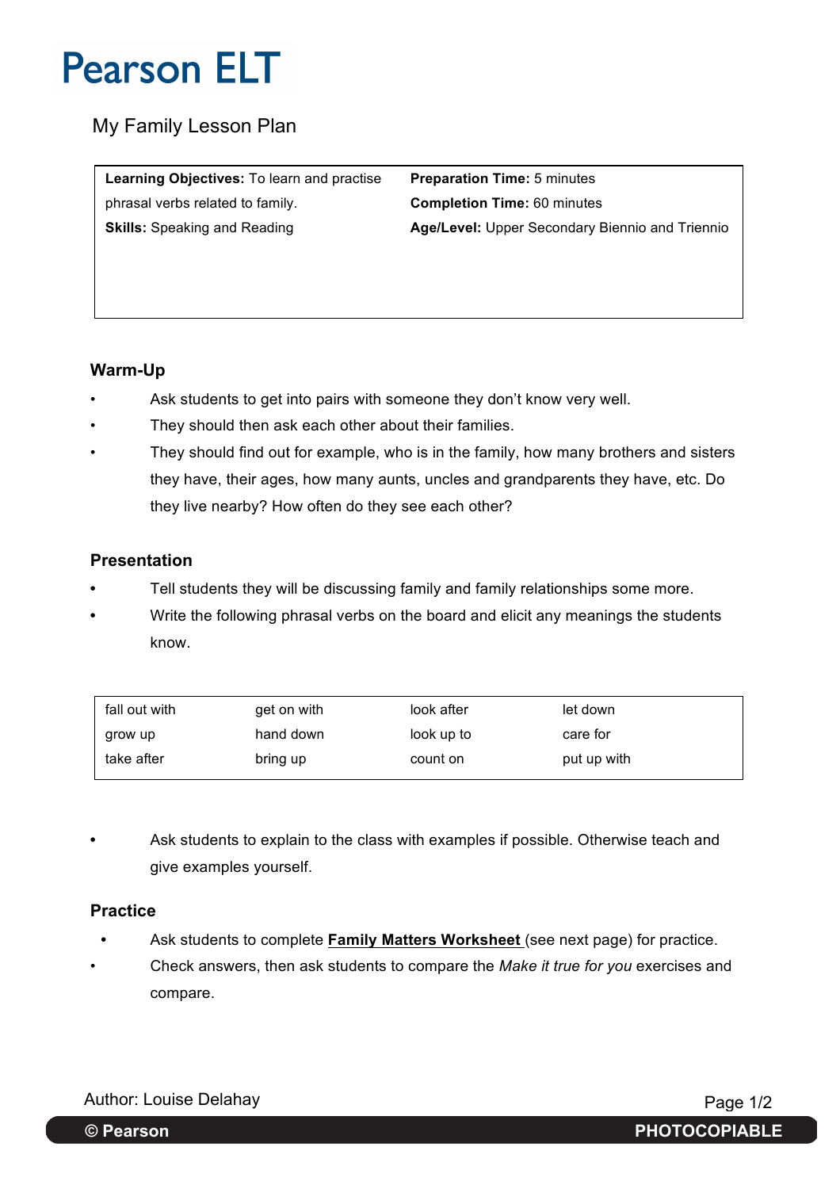Pearson ELT

# My Family Lesson Plan

| | |
|---|---|
| **Learning Objectives:** To learn and practise phrasal verbs related to family. | **Preparation Time:** 5 minutes |
| **Skills:** Speaking and Reading | **Completion Time:** 60 minutes |
| | **Age/Level:** Upper Secondary Biennio and Triennio |

## Warm-Up

- Ask students to get into pairs with someone they don't know very well.
- They should then ask each other about their families.
- They should find out for example, who is in the family, how many brothers and sisters they have, their ages, how many aunts, uncles and grandparents they have, etc. Do they live nearby? How often do they see each other?

## Presentation

- Tell students they will be discussing family and family relationships some more.
- Write the following phrasal verbs on the board and elicit any meanings the students know.

| | | | |
|---|---|---|---|
| fall out with | get on with | look after | let down |
| grow up | hand down | look up to | care for |
| take after | bring up | count on | put up with |

- Ask students to explain to the class with examples if possible. Otherwise teach and give examples yourself.

## Practice

- Ask students to complete **Family Matters Worksheet** (see next page) for practice.
- Check answers, then ask students to compare the *Make it true for you* exercises and compare.

Author: Louise Delahay

© Pearson PHOTOCOPIABLE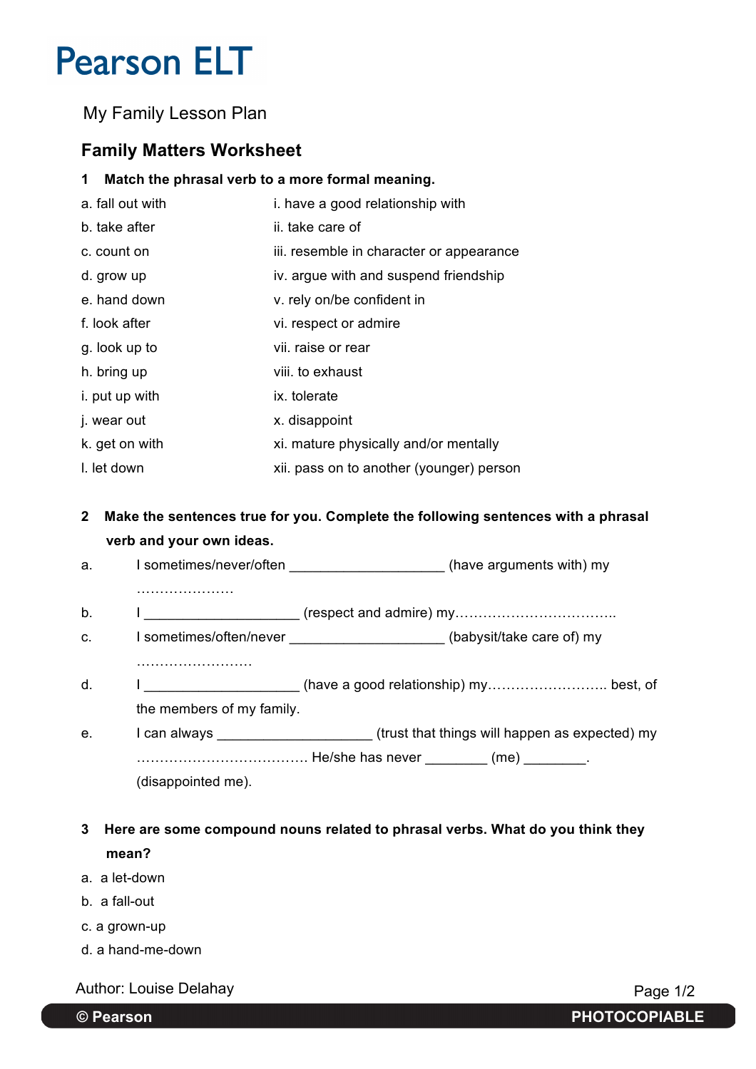# Pearson ELT

My Family Lesson Plan

## Family Matters Worksheet

**1 Match the phrasal verb to a more formal meaning.**

| | |
|---|---|
| a. fall out with | i. have a good relationship with |
| b. take after | ii. take care of |
| c. count on | iii. resemble in character or appearance |
| d. grow up | iv. argue with and suspend friendship |
| e. hand down | v. rely on/be confident in |
| f. look after | vi. respect or admire |
| g. look up to | vii. raise or rear |
| h. bring up | viii. to exhaust |
| i. put up with | ix. tolerate |
| j. wear out | x. disappoint |
| k. get on with | xi. mature physically and/or mentally |
| l. let down | xii. pass on to another (younger) person |

**2 Make the sentences true for you. Complete the following sentences with a phrasal verb and your own ideas.**

a. I sometimes/never/often ____________________ (have arguments with) my …………………

b. I ____________________ (respect and admire) my……………………………..

c. I sometimes/often/never ____________________ (babysit/take care of) my ……………………

d. I ____________________ (have a good relationship) my…………………….. best, of the members of my family.

e. I can always ____________________ (trust that things will happen as expected) my ………………………………. He/she has never ________ (me) ________. (disappointed me).

**3 Here are some compound nouns related to phrasal verbs. What do you think they mean?**

a. a let-down

b. a fall-out

c. a grown-up

d. a hand-me-down

Author: Louise Delahay

© Pearson PHOTOCOPIABLE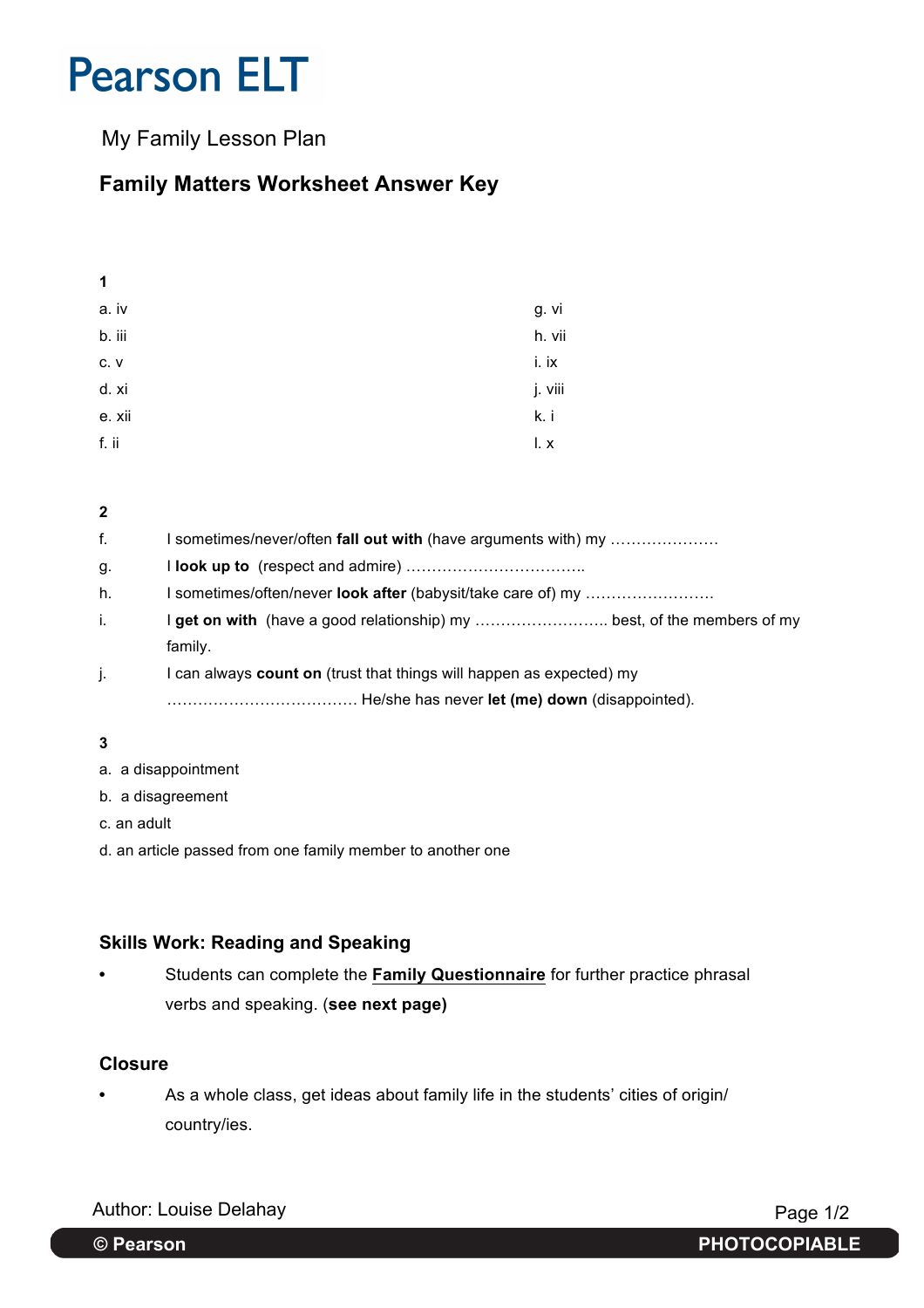# Pearson ELT

My Family Lesson Plan

## Family Matters Worksheet Answer Key

**1**

a. iv
b. iii
c. v
d. xi
e. xii
f. ii
g. vi
h. vii
i. ix
j. viii
k. i
l. x

**2**

f. I sometimes/never/often **fall out with** (have arguments with) my …………………

g. I **look up to** (respect and admire) ……………………………..

h. I sometimes/often/never **look after** (babysit/take care of) my …………………….

i. I **get on with** (have a good relationship) my …………………….. best, of the members of my family.

j. I can always **count on** (trust that things will happen as expected) my ………………………………. He/she has never **let (me) down** (disappointed).

**3**

a. a disappointment
b. a disagreement
c. an adult
d. an article passed from one family member to another one

### Skills Work: Reading and Speaking

- Students can complete the **Family Questionnaire** for further practice phrasal verbs and speaking. (**see next page)**

### Closure

- As a whole class, get ideas about family life in the students' cities of origin/ country/ies.

Author: Louise Delahay

**© Pearson** **PHOTOCOPIABLE**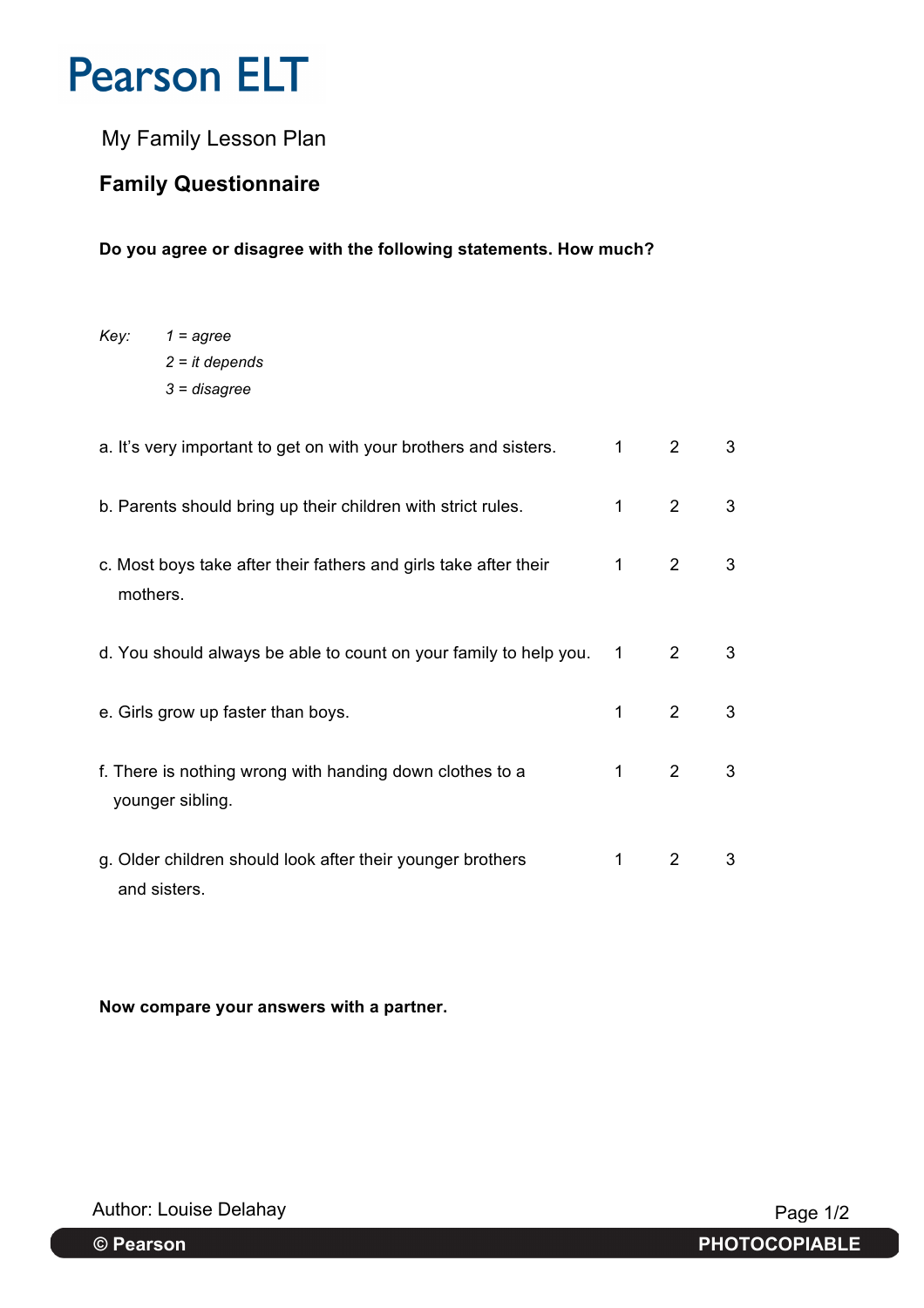Pearson ELT

My Family Lesson Plan

## Family Questionnaire

**Do you agree or disagree with the following statements. How much?**

*Key:* *1 = agree*
*2 = it depends*
*3 = disagree*

| | | | |
|---|---|---|---|
| a. It's very important to get on with your brothers and sisters. | 1 | 2 | 3 |
| b. Parents should bring up their children with strict rules. | 1 | 2 | 3 |
| c. Most boys take after their fathers and girls take after their mothers. | 1 | 2 | 3 |
| d. You should always be able to count on your family to help you. | 1 | 2 | 3 |
| e. Girls grow up faster than boys. | 1 | 2 | 3 |
| f. There is nothing wrong with handing down clothes to a younger sibling. | 1 | 2 | 3 |
| g. Older children should look after their younger brothers and sisters. | 1 | 2 | 3 |

**Now compare your answers with a partner.**

Author: Louise Delahay

**© Pearson** **PHOTOCOPIABLE**